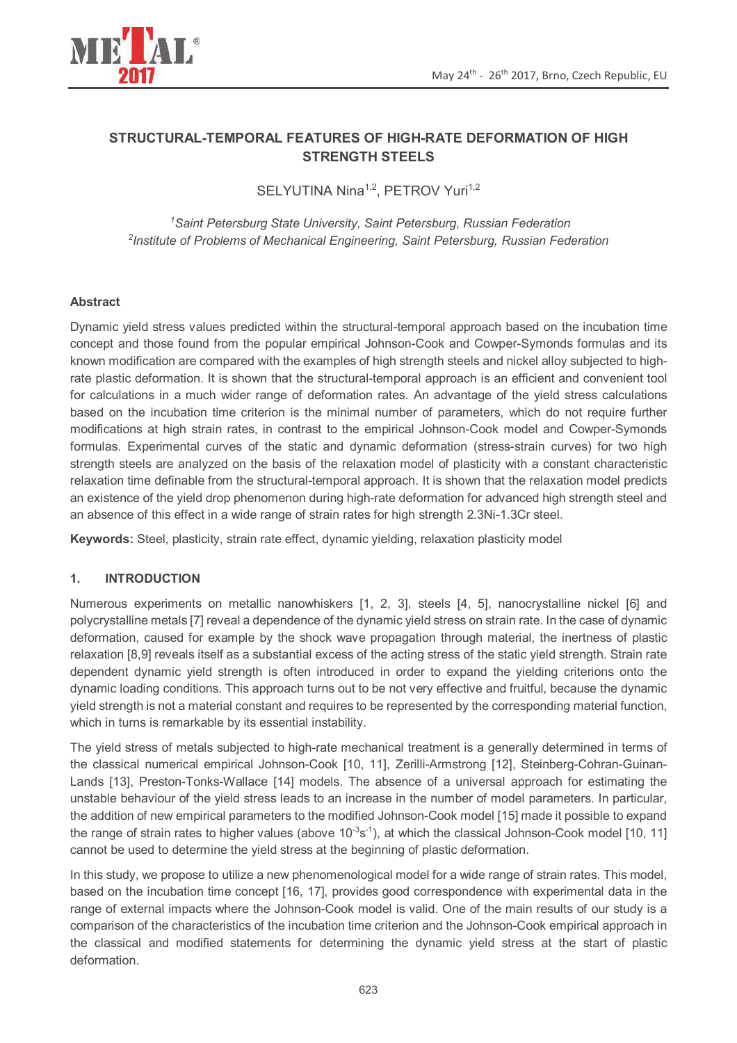# STRUCTURAL-TEMPORAL FEATURES OF HIGH-RATE DEFORMATION OF HIGH STRENGTH STEELS

SELYUTINA Nina[1,2], PETROV Yuri[1,2]

[1] *Saint Petersburg State University, Saint Petersburg, Russian Federation*
[2] *Institute of Problems of Mechanical Engineering, Saint Petersburg, Russian Federation*

## Abstract

Dynamic yield stress values predicted within the structural-temporal approach based on the incubation time concept and those found from the popular empirical Johnson-Cook and Cowper-Symonds formulas and its known modification are compared with the examples of high strength steels and nickel alloy subjected to high-rate plastic deformation. It is shown that the structural-temporal approach is an efficient and convenient tool for calculations in a much wider range of deformation rates. An advantage of the yield stress calculations based on the incubation time criterion is the minimal number of parameters, which do not require further modifications at high strain rates, in contrast to the empirical Johnson-Cook model and Cowper-Symonds formulas. Experimental curves of the static and dynamic deformation (stress-strain curves) for two high strength steels are analyzed on the basis of the relaxation model of plasticity with a constant characteristic relaxation time definable from the structural-temporal approach. It is shown that the relaxation model predicts an existence of the yield drop phenomenon during high-rate deformation for advanced high strength steel and an absence of this effect in a wide range of strain rates for high strength 2.3Ni-1.3Cr steel.

**Keywords:** Steel, plasticity, strain rate effect, dynamic yielding, relaxation plasticity model

## 1. INTRODUCTION

Numerous experiments on metallic nanowhiskers [1, 2, 3], steels [4, 5], nanocrystalline nickel [6] and polycrystalline metals [7] reveal a dependence of the dynamic yield stress on strain rate. In the case of dynamic deformation, caused for example by the shock wave propagation through material, the inertness of plastic relaxation [8,9] reveals itself as a substantial excess of the acting stress of the static yield strength. Strain rate dependent dynamic yield strength is often introduced in order to expand the yielding criterions onto the dynamic loading conditions. This approach turns out to be not very effective and fruitful, because the dynamic yield strength is not a material constant and requires to be represented by the corresponding material function, which in turns is remarkable by its essential instability.

The yield stress of metals subjected to high-rate mechanical treatment is a generally determined in terms of the classical numerical empirical Johnson-Cook [10, 11], Zerilli-Armstrong [12], Steinberg-Cohran-Guinan-Lands [13], Preston-Tonks-Wallace [14] models. The absence of a universal approach for estimating the unstable behaviour of the yield stress leads to an increase in the number of model parameters. In particular, the addition of new empirical parameters to the modified Johnson-Cook model [15] made it possible to expand the range of strain rates to higher values (above $10^{-3}s^{-1}$), at which the classical Johnson-Cook model [10, 11] cannot be used to determine the yield stress at the beginning of plastic deformation.

In this study, we propose to utilize a new phenomenological model for a wide range of strain rates. This model, based on the incubation time concept [16, 17], provides good correspondence with experimental data in the range of external impacts where the Johnson-Cook model is valid. One of the main results of our study is a comparison of the characteristics of the incubation time criterion and the Johnson-Cook empirical approach in the classical and modified statements for determining the dynamic yield stress at the start of plastic deformation.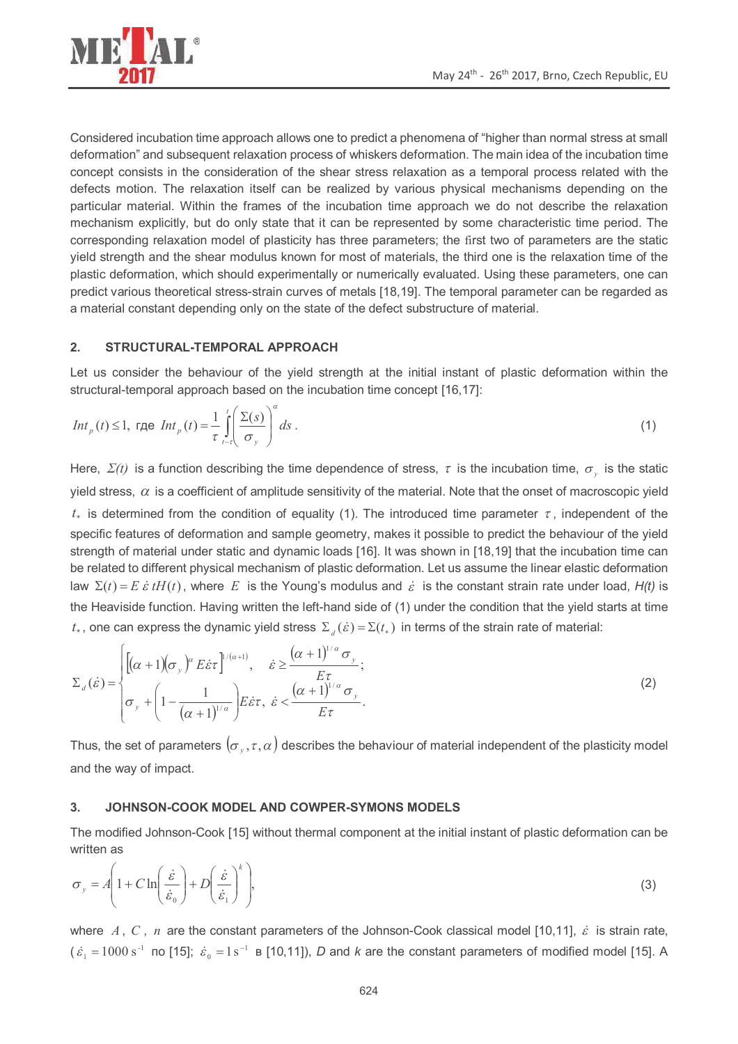Considered incubation time approach allows one to predict a phenomena of "higher than normal stress at small deformation" and subsequent relaxation process of whiskers deformation. The main idea of the incubation time concept consists in the consideration of the shear stress relaxation as a temporal process related with the defects motion. The relaxation itself can be realized by various physical mechanisms depending on the particular material. Within the frames of the incubation time approach we do not describe the relaxation mechanism explicitly, but do only state that it can be represented by some characteristic time period. The corresponding relaxation model of plasticity has three parameters; the first two of parameters are the static yield strength and the shear modulus known for most of materials, the third one is the relaxation time of the plastic deformation, which should experimentally or numerically evaluated. Using these parameters, one can predict various theoretical stress-strain curves of metals [18,19]. The temporal parameter can be regarded as a material constant depending only on the state of the defect substructure of material.

## 2. STRUCTURAL-TEMPORAL APPROACH

Let us consider the behaviour of the yield strength at the initial instant of plastic deformation within the structural-temporal approach based on the incubation time concept [16,17]:

$$Int_p(t) \le 1, \text{ где } Int_p(t) = \frac{1}{\tau}\int_{t-\tau}^{t}\left(\frac{\Sigma(s)}{\sigma_y}\right)^{\alpha} ds\,. \tag{1}$$

Here, $\Sigma(t)$ is a function describing the time dependence of stress, $\tau$ is the incubation time, $\sigma_y$ is the static yield stress, $\alpha$ is a coefficient of amplitude sensitivity of the material. Note that the onset of macroscopic yield $t_*$ is determined from the condition of equality (1). The introduced time parameter $\tau$, independent of the specific features of deformation and sample geometry, makes it possible to predict the behaviour of the yield strength of material under static and dynamic loads [16]. It was shown in [18,19] that the incubation time can be related to different physical mechanism of plastic deformation. Let us assume the linear elastic deformation law $\Sigma(t) = E\,\dot{\varepsilon}\,tH(t)$, where $E$ is the Young's modulus and $\dot{\varepsilon}$ is the constant strain rate under load, $H(t)$ is the Heaviside function. Having written the left-hand side of (1) under the condition that the yield starts at time $t_*$, one can express the dynamic yield stress $\Sigma_d(\dot{\varepsilon}) = \Sigma(t_*)$ in terms of the strain rate of material:

$$\Sigma_d(\dot{\varepsilon}) = \begin{cases} \left[(\alpha+1)(\sigma_y)^{\alpha} E\dot{\varepsilon}\tau\right]^{1/(\alpha+1)}, & \dot{\varepsilon} \ge \dfrac{(\alpha+1)^{1/\alpha}\sigma_y}{E\tau}; \\ \sigma_y + \left(1 - \dfrac{1}{(\alpha+1)^{1/\alpha}}\right)E\dot{\varepsilon}\tau, & \dot{\varepsilon} < \dfrac{(\alpha+1)^{1/\alpha}\sigma_y}{E\tau}. \end{cases} \tag{2}$$

Thus, the set of parameters $(\sigma_y, \tau, \alpha)$ describes the behaviour of material independent of the plasticity model and the way of impact.

## 3. JOHNSON-COOK MODEL AND COWPER-SYMONS MODELS

The modified Johnson-Cook [15] without thermal component at the initial instant of plastic deformation can be written as

$$\sigma_y = A\left(1 + C\ln\left(\frac{\dot{\varepsilon}}{\dot{\varepsilon}_0}\right) + D\left(\frac{\dot{\varepsilon}}{\dot{\varepsilon}_1}\right)^{k}\right), \tag{3}$$

where $A$, $C$, $n$ are the constant parameters of the Johnson-Cook classical model [10,11], $\dot{\varepsilon}$ is strain rate, ($\dot{\varepsilon}_1 = 1000\ \text{s}^{-1}$ по [15]; $\dot{\varepsilon}_0 = 1\ \text{s}^{-1}$ в [10,11]), $D$ and $k$ are the constant parameters of modified model [15]. A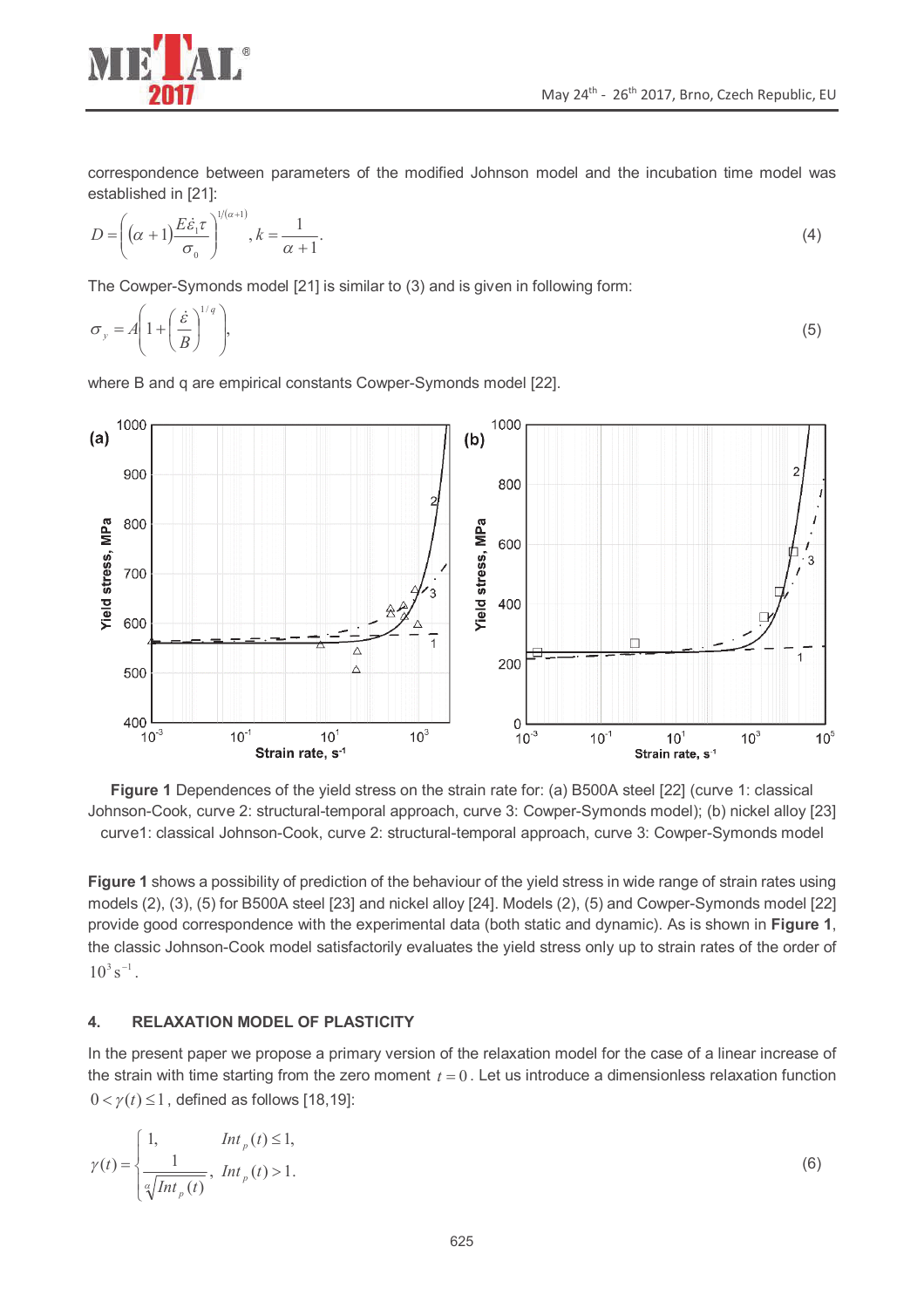correspondence between parameters of the modified Johnson model and the incubation time model was established in [21]:

$$D=\left((\alpha+1)\frac{E\dot{\varepsilon}_1\tau}{\sigma_0}\right)^{1/(\alpha+1)},\ k=\frac{1}{\alpha+1}. \tag{4}$$

The Cowper-Symonds model [21] is similar to (3) and is given in following form:

$$\sigma_y=A\left(1+\left(\frac{\dot{\varepsilon}}{B}\right)^{1/q}\right), \tag{5}$$

where B and q are empirical constants Cowper-Symonds model [22].

**Figure 1** Dependences of the yield stress on the strain rate for: (a) B500A steel [22] (curve 1: classical Johnson-Cook, curve 2: structural-temporal approach, curve 3: Cowper-Symonds model); (b) nickel alloy [23] curve1: classical Johnson-Cook, curve 2: structural-temporal approach, curve 3: Cowper-Symonds model

**Figure 1** shows a possibility of prediction of the behaviour of the yield stress in wide range of strain rates using models (2), (3), (5) for B500A steel [23] and nickel alloy [24]. Models (2), (5) and Cowper-Symonds model [22] provide good correspondence with the experimental data (both static and dynamic). As is shown in **Figure 1**, the classic Johnson-Cook model satisfactorily evaluates the yield stress only up to strain rates of the order of $10^3\,\mathrm{s}^{-1}$.

## 4. RELAXATION MODEL OF PLASTICITY

In the present paper we propose a primary version of the relaxation model for the case of a linear increase of the strain with time starting from the zero moment $t=0$. Let us introduce a dimensionless relaxation function $0<\gamma(t)\leq 1$, defined as follows [18,19]:

$$\gamma(t)=\begin{cases}1, & Int_p(t)\leq 1,\\ \dfrac{1}{\sqrt[\alpha]{Int_p(t)}}, & Int_p(t)>1.\end{cases} \tag{6}$$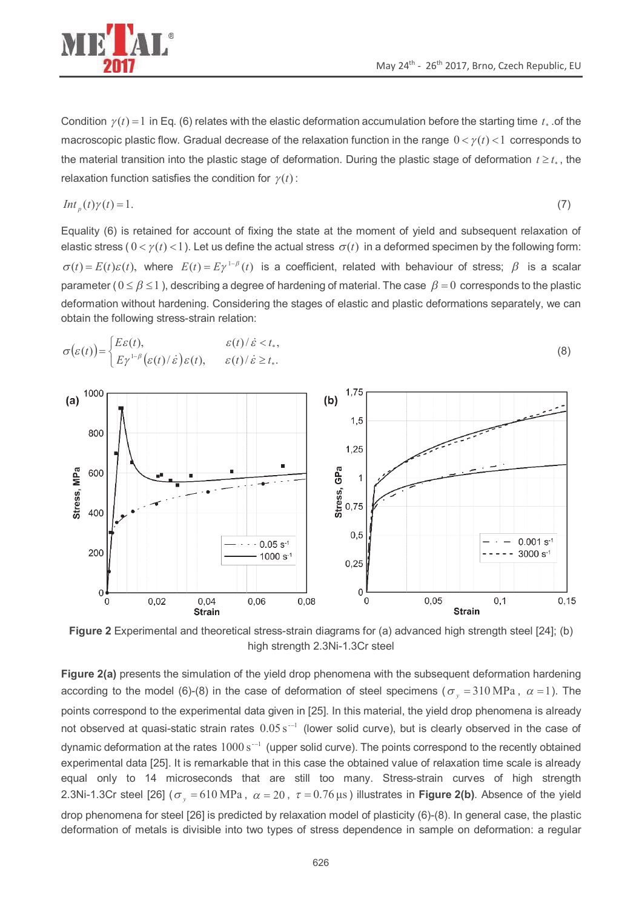Condition $\gamma(t)=1$ in Eq. (6) relates with the elastic deformation accumulation before the starting time $t_*$ .of the macroscopic plastic flow. Gradual decrease of the relaxation function in the range $0<\gamma(t)<1$ corresponds to the material transition into the plastic stage of deformation. During the plastic stage of deformation $t \geq t_*$, the relaxation function satisfies the condition for $\gamma(t)$:

$$Int_p(t)\gamma(t)=1. \tag{7}$$

Equality (6) is retained for account of fixing the state at the moment of yield and subsequent relaxation of elastic stress ($0<\gamma(t)<1$). Let us define the actual stress $\sigma(t)$ in a deformed specimen by the following form: $\sigma(t)=E(t)\varepsilon(t)$, where $E(t)=E\gamma^{1-\beta}(t)$ is a coefficient, related with behaviour of stress; $\beta$ is a scalar parameter ($0 \leq \beta \leq 1$), describing a degree of hardening of material. The case $\beta=0$ corresponds to the plastic deformation without hardening. Considering the stages of elastic and plastic deformations separately, we can obtain the following stress-strain relation:

$$\sigma(\varepsilon(t))=\begin{cases} E\varepsilon(t), & \varepsilon(t)/\dot{\varepsilon}<t_*, \\ E\gamma^{1-\beta}(\varepsilon(t)/\dot{\varepsilon})\varepsilon(t), & \varepsilon(t)/\dot{\varepsilon} \geq t_*. \end{cases} \tag{8}$$

**Figure 2** Experimental and theoretical stress-strain diagrams for (a) advanced high strength steel [24]; (b) high strength 2.3Ni-1.3Cr steel

**Figure 2(a)** presents the simulation of the yield drop phenomena with the subsequent deformation hardening according to the model (6)-(8) in the case of deformation of steel specimens ($\sigma_y = 310\,\text{MPa}$, $\alpha = 1$). The points correspond to the experimental data given in [25]. In this material, the yield drop phenomena is already not observed at quasi-static strain rates $0.05\,\text{s}^{-1}$ (lower solid curve), but is clearly observed in the case of dynamic deformation at the rates $1000\,\text{s}^{-1}$ (upper solid curve). The points correspond to the recently obtained experimental data [25]. It is remarkable that in this case the obtained value of relaxation time scale is already equal only to 14 microseconds that are still too many. Stress-strain curves of high strength 2.3Ni-1.3Cr steel [26] ($\sigma_y = 610\,\text{MPa}$, $\alpha = 20$, $\tau = 0.76\,\mu\text{s}$) illustrates in **Figure 2(b)**. Absence of the yield drop phenomena for steel [26] is predicted by relaxation model of plasticity (6)-(8). In general case, the plastic deformation of metals is divisible into two types of stress dependence in sample on deformation: a regular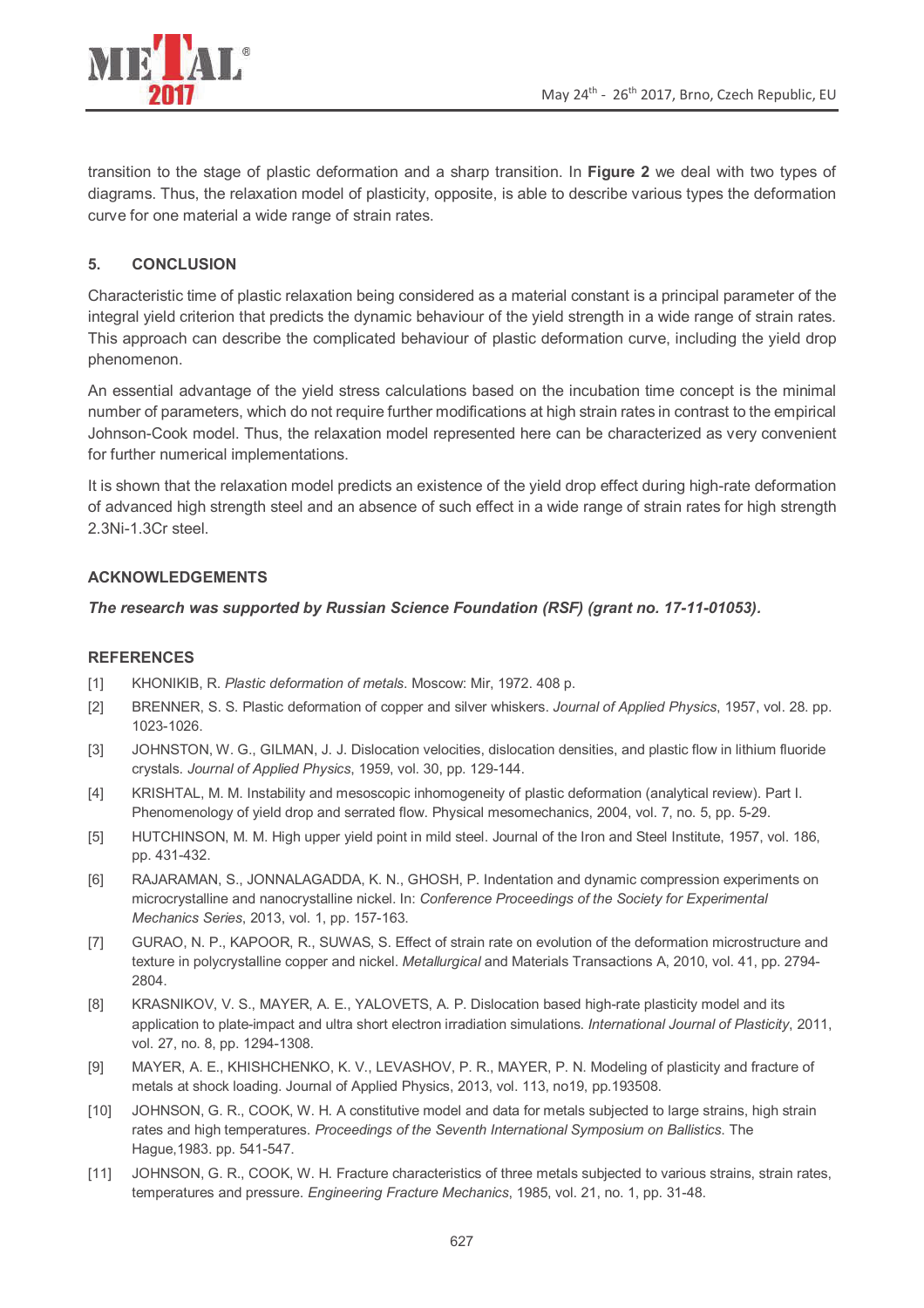transition to the stage of plastic deformation and a sharp transition. In **Figure 2** we deal with two types of diagrams. Thus, the relaxation model of plasticity, opposite, is able to describe various types the deformation curve for one material a wide range of strain rates.

## 5. CONCLUSION

Characteristic time of plastic relaxation being considered as a material constant is a principal parameter of the integral yield criterion that predicts the dynamic behaviour of the yield strength in a wide range of strain rates. This approach can describe the complicated behaviour of plastic deformation curve, including the yield drop phenomenon.

An essential advantage of the yield stress calculations based on the incubation time concept is the minimal number of parameters, which do not require further modifications at high strain rates in contrast to the empirical Johnson-Cook model. Thus, the relaxation model represented here can be characterized as very convenient for further numerical implementations.

It is shown that the relaxation model predicts an existence of the yield drop effect during high-rate deformation of advanced high strength steel and an absence of such effect in a wide range of strain rates for high strength 2.3Ni-1.3Cr steel.

## ACKNOWLEDGEMENTS

***The research was supported by Russian Science Foundation (RSF) (grant no. 17-11-01053).***

## REFERENCES

[1] KHONIKIB, R. *Plastic deformation of metals*. Moscow: Mir, 1972. 408 p.

[2] BRENNER, S. S. Plastic deformation of copper and silver whiskers. *Journal of Applied Physics*, 1957, vol. 28. pp. 1023-1026.

[3] JOHNSTON, W. G., GILMAN, J. J. Dislocation velocities, dislocation densities, and plastic flow in lithium fluoride crystals. *Journal of Applied Physics*, 1959, vol. 30, pp. 129-144.

[4] KRISHTAL, M. M. Instability and mesoscopic inhomogeneity of plastic deformation (analytical review). Part I. Phenomenology of yield drop and serrated flow. Physical mesomechanics, 2004, vol. 7, no. 5, pp. 5-29.

[5] HUTCHINSON, M. M. High upper yield point in mild steel. Journal of the Iron and Steel Institute, 1957, vol. 186, pp. 431-432.

[6] RAJARAMAN, S., JONNALAGADDA, K. N., GHOSH, P. Indentation and dynamic compression experiments on microcrystalline and nanocrystalline nickel. In: *Conference Proceedings of the Society for Experimental Mechanics Series*, 2013, vol. 1, pp. 157-163.

[7] GURAO, N. P., KAPOOR, R., SUWAS, S. Effect of strain rate on evolution of the deformation microstructure and texture in polycrystalline copper and nickel. *Metallurgical* and Materials Transactions A, 2010, vol. 41, pp. 2794-2804.

[8] KRASNIKOV, V. S., MAYER, A. E., YALOVETS, A. P. Dislocation based high-rate plasticity model and its application to plate-impact and ultra short electron irradiation simulations. *International Journal of Plasticity*, 2011, vol. 27, no. 8, pp. 1294-1308.

[9] MAYER, A. E., KHISHCHENKO, K. V., LEVASHOV, P. R., MAYER, P. N. Modeling of plasticity and fracture of metals at shock loading. Journal of Applied Physics, 2013, vol. 113, no19, pp.193508.

[10] JOHNSON, G. R., COOK, W. H. A constitutive model and data for metals subjected to large strains, high strain rates and high temperatures. *Proceedings of the Seventh International Symposium on Ballistics*. The Hague,1983. pp. 541-547.

[11] JOHNSON, G. R., COOK, W. H. Fracture characteristics of three metals subjected to various strains, strain rates, temperatures and pressure. *Engineering Fracture Mechanics*, 1985, vol. 21, no. 1, pp. 31-48.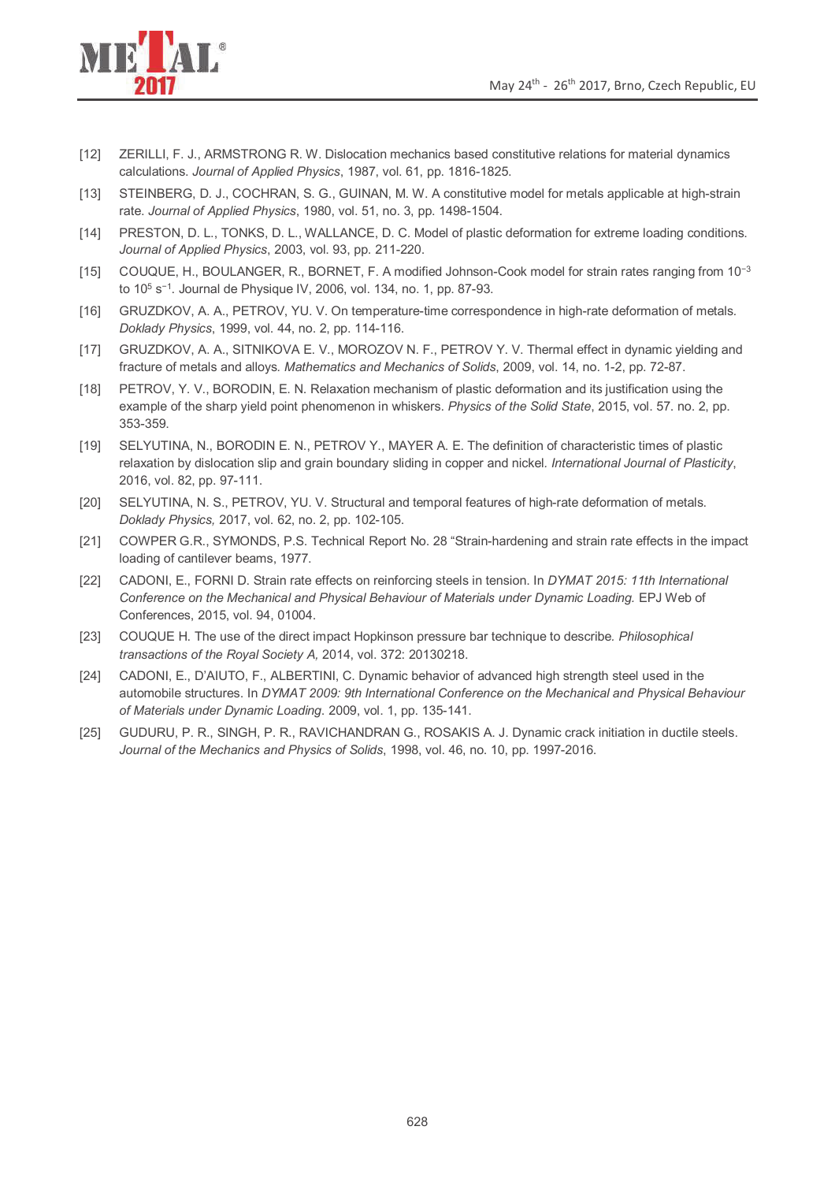[12] ZERILLI, F. J., ARMSTRONG R. W. Dislocation mechanics based constitutive relations for material dynamics calculations. *Journal of Applied Physics*, 1987, vol. 61, pp. 1816-1825.

[13] STEINBERG, D. J., COCHRAN, S. G., GUINAN, M. W. A constitutive model for metals applicable at high-strain rate. *Journal of Applied Physics*, 1980, vol. 51, no. 3, pp. 1498-1504.

[14] PRESTON, D. L., TONKS, D. L., WALLANCE, D. C. Model of plastic deformation for extreme loading conditions. *Journal of Applied Physics*, 2003, vol. 93, pp. 211-220.

[15] COUQUE, H., BOULANGER, R., BORNET, F. A modified Johnson-Cook model for strain rates ranging from $10^{-3}$ to $10^{5}$ $s^{-1}$. Journal de Physique IV, 2006, vol. 134, no. 1, pp. 87-93.

[16] GRUZDKOV, A. A., PETROV, YU. V. On temperature-time correspondence in high-rate deformation of metals. *Doklady Physics*, 1999, vol. 44, no. 2, pp. 114-116.

[17] GRUZDKOV, A. A., SITNIKOVA E. V., MOROZOV N. F., PETROV Y. V. Thermal effect in dynamic yielding and fracture of metals and alloys. *Mathematics and Mechanics of Solids*, 2009, vol. 14, no. 1-2, pp. 72-87.

[18] PETROV, Y. V., BORODIN, E. N. Relaxation mechanism of plastic deformation and its justification using the example of the sharp yield point phenomenon in whiskers. *Physics of the Solid State*, 2015, vol. 57. no. 2, pp. 353-359.

[19] SELYUTINA, N., BORODIN E. N., PETROV Y., MAYER A. E. The definition of characteristic times of plastic relaxation by dislocation slip and grain boundary sliding in copper and nickel. *International Journal of Plasticity*, 2016, vol. 82, pp. 97-111.

[20] SELYUTINA, N. S., PETROV, YU. V. Structural and temporal features of high-rate deformation of metals. *Doklady Physics,* 2017, vol. 62, no. 2, pp. 102-105.

[21] COWPER G.R., SYMONDS, P.S. Technical Report No. 28 "Strain-hardening and strain rate effects in the impact loading of cantilever beams, 1977.

[22] CADONI, E., FORNI D. Strain rate effects on reinforcing steels in tension. In *DYMAT 2015: 11th International Conference on the Mechanical and Physical Behaviour of Materials under Dynamic Loading.* EPJ Web of Conferences, 2015, vol. 94, 01004.

[23] COUQUE H. The use of the direct impact Hopkinson pressure bar technique to describe. *Philosophical transactions of the Royal Society A,* 2014, vol. 372: 20130218.

[24] CADONI, E., D'AIUTO, F., ALBERTINI, C. Dynamic behavior of advanced high strength steel used in the automobile structures. In *DYMAT 2009: 9th International Conference on the Mechanical and Physical Behaviour of Materials under Dynamic Loading.* 2009, vol. 1, pp. 135-141.

[25] GUDURU, P. R., SINGH, P. R., RAVICHANDRAN G., ROSAKIS A. J. Dynamic crack initiation in ductile steels. *Journal of the Mechanics and Physics of Solids*, 1998, vol. 46, no. 10, pp. 1997-2016.